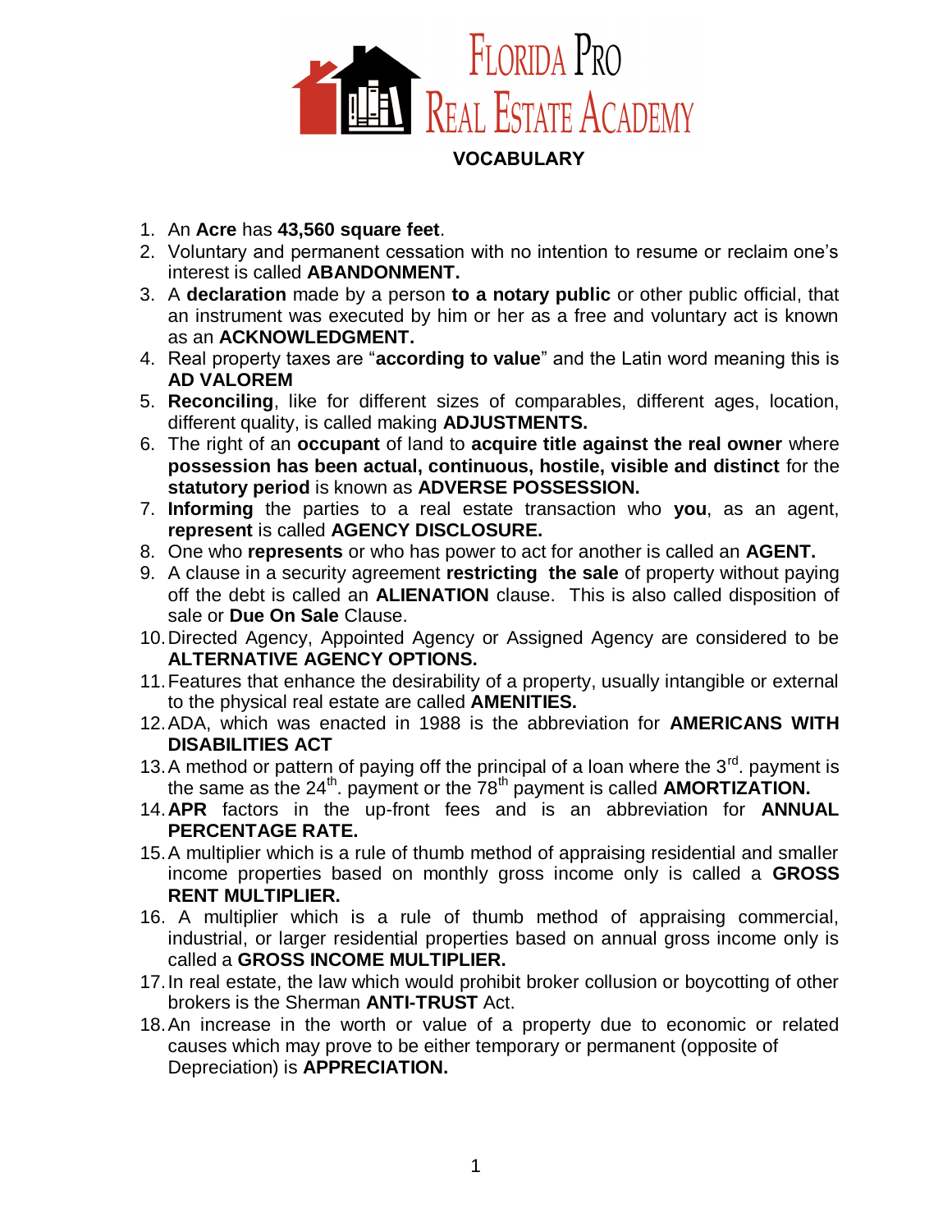# FLORIDA PRO REAL ESTATE ACADEMY

## VOCABULARY

1. An **Acre** has **43,560 square feet**.
2. Voluntary and permanent cessation with no intention to resume or reclaim one's interest is called **ABANDONMENT.**
3. A **declaration** made by a person **to a notary public** or other public official, that an instrument was executed by him or her as a free and voluntary act is known as an **ACKNOWLEDGMENT.**
4. Real property taxes are "**according to value**" and the Latin word meaning this is **AD VALOREM**
5. **Reconciling**, like for different sizes of comparables, different ages, location, different quality, is called making **ADJUSTMENTS.**
6. The right of an **occupant** of land to **acquire title against the real owner** where **possession has been actual, continuous, hostile, visible and distinct** for the **statutory period** is known as **ADVERSE POSSESSION.**
7. **Informing** the parties to a real estate transaction who **you**, as an agent, **represent** is called **AGENCY DISCLOSURE.**
8. One who **represents** or who has power to act for another is called an **AGENT.**
9. A clause in a security agreement **restricting the sale** of property without paying off the debt is called an **ALIENATION** clause. This is also called disposition of sale or **Due On Sale** Clause.
10. Directed Agency, Appointed Agency or Assigned Agency are considered to be **ALTERNATIVE AGENCY OPTIONS.**
11. Features that enhance the desirability of a property, usually intangible or external to the physical real estate are called **AMENITIES.**
12. ADA, which was enacted in 1988 is the abbreviation for **AMERICANS WITH DISABILITIES ACT**
13. A method or pattern of paying off the principal of a loan where the 3rd. payment is the same as the 24th. payment or the 78th payment is called **AMORTIZATION.**
14. **APR** factors in the up-front fees and is an abbreviation for **ANNUAL PERCENTAGE RATE.**
15. A multiplier which is a rule of thumb method of appraising residential and smaller income properties based on monthly gross income only is called a **GROSS RENT MULTIPLIER.**
16. A multiplier which is a rule of thumb method of appraising commercial, industrial, or larger residential properties based on annual gross income only is called a **GROSS INCOME MULTIPLIER.**
17. In real estate, the law which would prohibit broker collusion or boycotting of other brokers is the Sherman **ANTI-TRUST** Act.
18. An increase in the worth or value of a property due to economic or related causes which may prove to be either temporary or permanent (opposite of Depreciation) is **APPRECIATION.**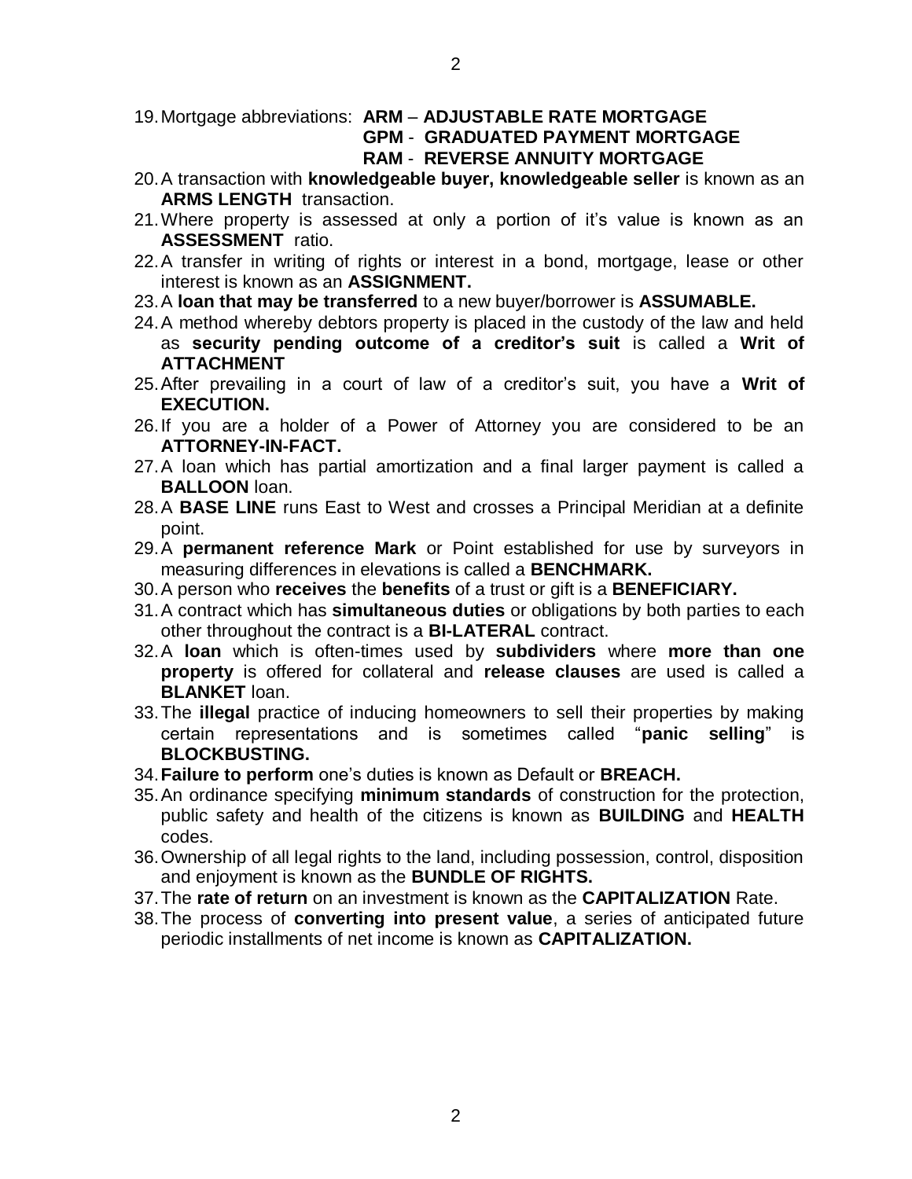19. Mortgage abbreviations: **ARM** – **ADJUSTABLE RATE MORTGAGE**
    **GPM** - **GRADUATED PAYMENT MORTGAGE**
    **RAM** - **REVERSE ANNUITY MORTGAGE**
20. A transaction with **knowledgeable buyer, knowledgeable seller** is known as an **ARMS LENGTH** transaction.
21. Where property is assessed at only a portion of it's value is known as an **ASSESSMENT** ratio.
22. A transfer in writing of rights or interest in a bond, mortgage, lease or other interest is known as an **ASSIGNMENT.**
23. A **loan that may be transferred** to a new buyer/borrower is **ASSUMABLE.**
24. A method whereby debtors property is placed in the custody of the law and held as **security pending outcome of a creditor's suit** is called a **Writ of ATTACHMENT**
25. After prevailing in a court of law of a creditor's suit, you have a **Writ of EXECUTION.**
26. If you are a holder of a Power of Attorney you are considered to be an **ATTORNEY-IN-FACT.**
27. A loan which has partial amortization and a final larger payment is called a **BALLOON** loan.
28. A **BASE LINE** runs East to West and crosses a Principal Meridian at a definite point.
29. A **permanent reference Mark** or Point established for use by surveyors in measuring differences in elevations is called a **BENCHMARK.**
30. A person who **receives** the **benefits** of a trust or gift is a **BENEFICIARY.**
31. A contract which has **simultaneous duties** or obligations by both parties to each other throughout the contract is a **BI-LATERAL** contract.
32. A **loan** which is often-times used by **subdividers** where **more than one property** is offered for collateral and **release clauses** are used is called a **BLANKET** loan.
33. The **illegal** practice of inducing homeowners to sell their properties by making certain representations and is sometimes called "**panic selling**" is **BLOCKBUSTING.**
34. **Failure to perform** one's duties is known as Default or **BREACH.**
35. An ordinance specifying **minimum standards** of construction for the protection, public safety and health of the citizens is known as **BUILDING** and **HEALTH** codes.
36. Ownership of all legal rights to the land, including possession, control, disposition and enjoyment is known as the **BUNDLE OF RIGHTS.**
37. The **rate of return** on an investment is known as the **CAPITALIZATION** Rate.
38. The process of **converting into present value**, a series of anticipated future periodic installments of net income is known as **CAPITALIZATION.**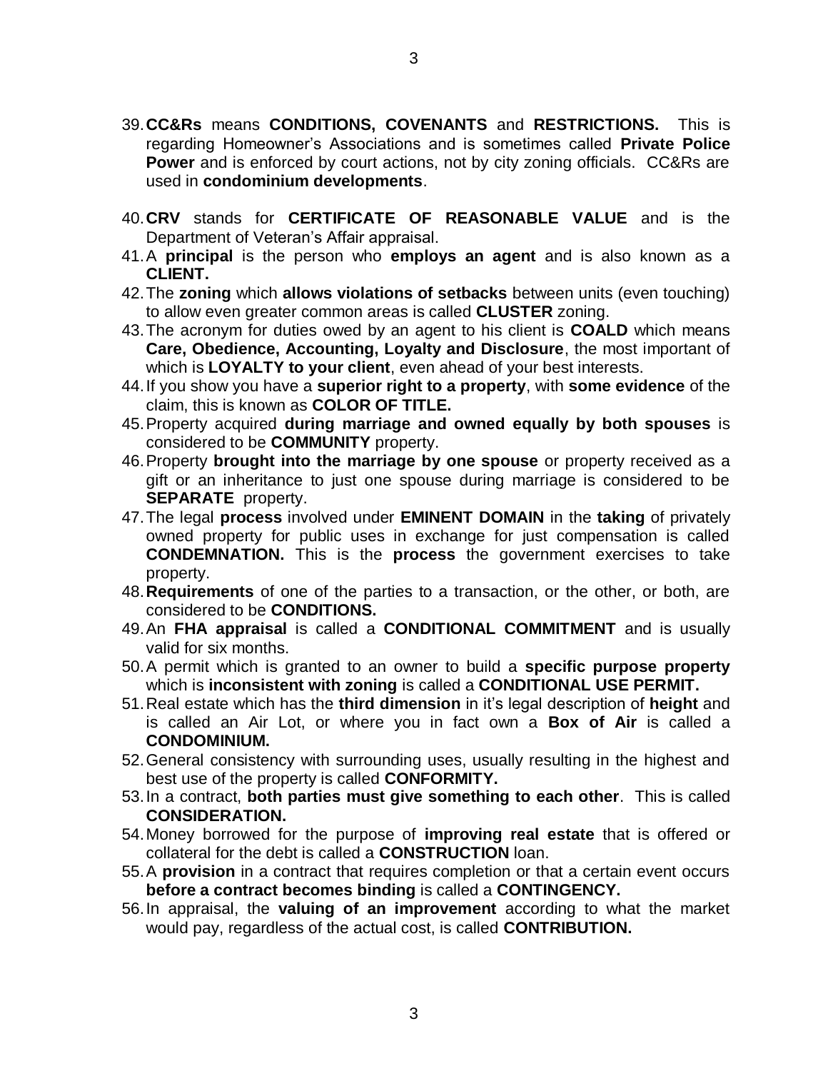39. **CC&Rs** means **CONDITIONS, COVENANTS** and **RESTRICTIONS.** This is regarding Homeowner's Associations and is sometimes called **Private Police Power** and is enforced by court actions, not by city zoning officials. CC&Rs are used in **condominium developments**.

40. **CRV** stands for **CERTIFICATE OF REASONABLE VALUE** and is the Department of Veteran's Affair appraisal.
41. A **principal** is the person who **employs an agent** and is also known as a **CLIENT.**
42. The **zoning** which **allows violations of setbacks** between units (even touching) to allow even greater common areas is called **CLUSTER** zoning.
43. The acronym for duties owed by an agent to his client is **COALD** which means **Care, Obedience, Accounting, Loyalty and Disclosure**, the most important of which is **LOYALTY to your client**, even ahead of your best interests.
44. If you show you have a **superior right to a property**, with **some evidence** of the claim, this is known as **COLOR OF TITLE.**
45. Property acquired **during marriage and owned equally by both spouses** is considered to be **COMMUNITY** property.
46. Property **brought into the marriage by one spouse** or property received as a gift or an inheritance to just one spouse during marriage is considered to be **SEPARATE** property.
47. The legal **process** involved under **EMINENT DOMAIN** in the **taking** of privately owned property for public uses in exchange for just compensation is called **CONDEMNATION.** This is the **process** the government exercises to take property.
48. **Requirements** of one of the parties to a transaction, or the other, or both, are considered to be **CONDITIONS.**
49. An **FHA appraisal** is called a **CONDITIONAL COMMITMENT** and is usually valid for six months.
50. A permit which is granted to an owner to build a **specific purpose property** which is **inconsistent with zoning** is called a **CONDITIONAL USE PERMIT.**
51. Real estate which has the **third dimension** in it's legal description of **height** and is called an Air Lot, or where you in fact own a **Box of Air** is called a **CONDOMINIUM.**
52. General consistency with surrounding uses, usually resulting in the highest and best use of the property is called **CONFORMITY.**
53. In a contract, **both parties must give something to each other**. This is called **CONSIDERATION.**
54. Money borrowed for the purpose of **improving real estate** that is offered or collateral for the debt is called a **CONSTRUCTION** loan.
55. A **provision** in a contract that requires completion or that a certain event occurs **before a contract becomes binding** is called a **CONTINGENCY.**
56. In appraisal, the **valuing of an improvement** according to what the market would pay, regardless of the actual cost, is called **CONTRIBUTION.**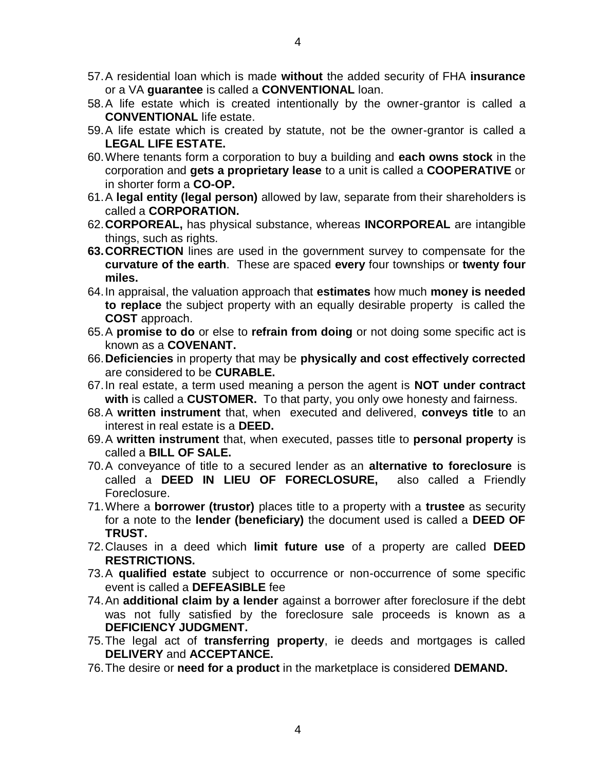57. A residential loan which is made **without** the added security of FHA **insurance** or a VA **guarantee** is called a **CONVENTIONAL** loan.
58. A life estate which is created intentionally by the owner-grantor is called a **CONVENTIONAL** life estate.
59. A life estate which is created by statute, not be the owner-grantor is called a **LEGAL LIFE ESTATE.**
60. Where tenants form a corporation to buy a building and **each owns stock** in the corporation and **gets a proprietary lease** to a unit is called a **COOPERATIVE** or in shorter form a **CO-OP.**
61. A **legal entity (legal person)** allowed by law, separate from their shareholders is called a **CORPORATION.**
62. **CORPOREAL,** has physical substance, whereas **INCORPOREAL** are intangible things, such as rights.
63. **CORRECTION** lines are used in the government survey to compensate for the **curvature of the earth**. These are spaced **every** four townships or **twenty four miles.**
64. In appraisal, the valuation approach that **estimates** how much **money is needed to replace** the subject property with an equally desirable property is called the **COST** approach.
65. A **promise to do** or else to **refrain from doing** or not doing some specific act is known as a **COVENANT.**
66. **Deficiencies** in property that may be **physically and cost effectively corrected** are considered to be **CURABLE.**
67. In real estate, a term used meaning a person the agent is **NOT under contract with** is called a **CUSTOMER.** To that party, you only owe honesty and fairness.
68. A **written instrument** that, when executed and delivered, **conveys title** to an interest in real estate is a **DEED.**
69. A **written instrument** that, when executed, passes title to **personal property** is called a **BILL OF SALE.**
70. A conveyance of title to a secured lender as an **alternative to foreclosure** is called a **DEED IN LIEU OF FORECLOSURE,** also called a Friendly Foreclosure.
71. Where a **borrower (trustor)** places title to a property with a **trustee** as security for a note to the **lender (beneficiary)** the document used is called a **DEED OF TRUST.**
72. Clauses in a deed which **limit future use** of a property are called **DEED RESTRICTIONS.**
73. A **qualified estate** subject to occurrence or non-occurrence of some specific event is called a **DEFEASIBLE** fee
74. An **additional claim by a lender** against a borrower after foreclosure if the debt was not fully satisfied by the foreclosure sale proceeds is known as a **DEFICIENCY JUDGMENT.**
75. The legal act of **transferring property**, ie deeds and mortgages is called **DELIVERY** and **ACCEPTANCE.**
76. The desire or **need for a product** in the marketplace is considered **DEMAND.**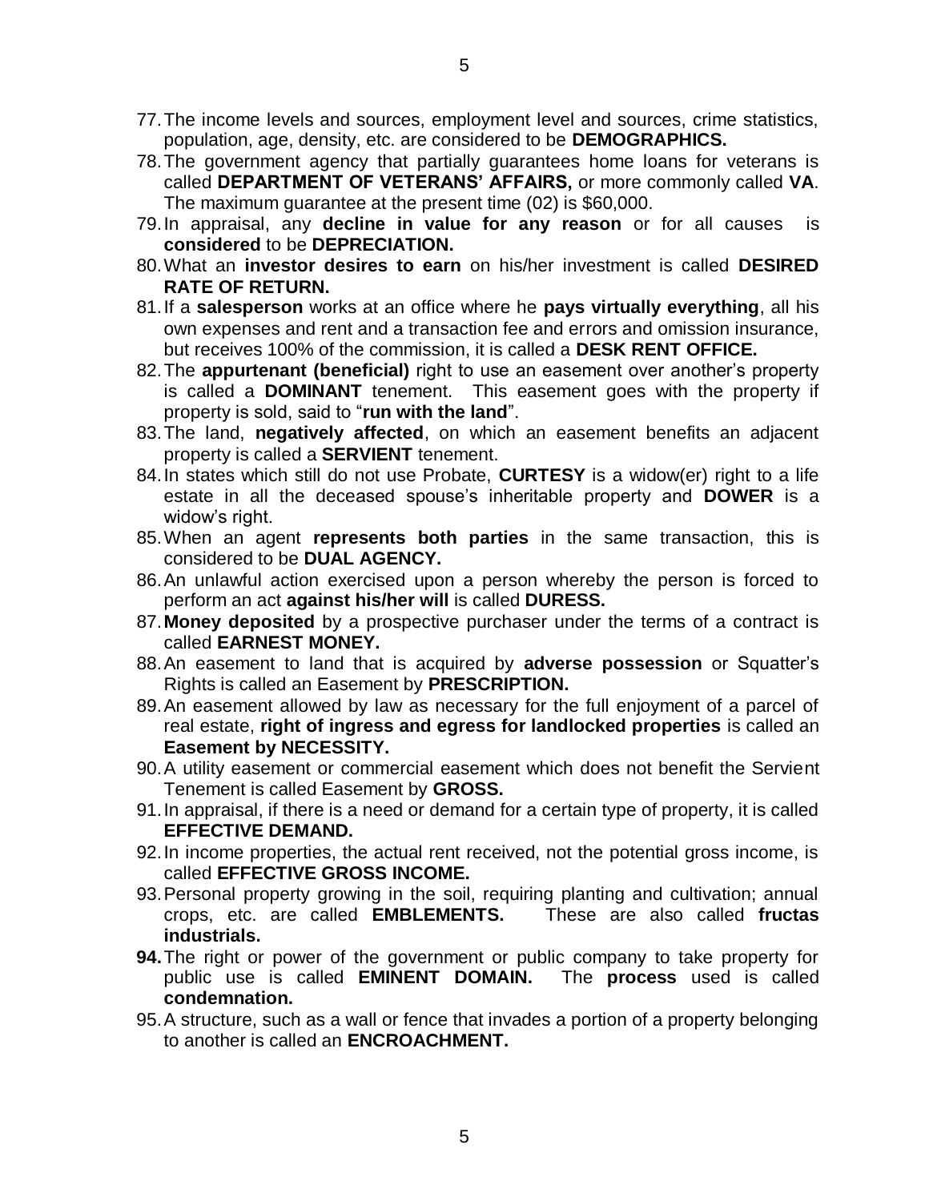77. The income levels and sources, employment level and sources, crime statistics, population, age, density, etc. are considered to be **DEMOGRAPHICS.**
78. The government agency that partially guarantees home loans for veterans is called **DEPARTMENT OF VETERANS' AFFAIRS,** or more commonly called **VA**. The maximum guarantee at the present time (02) is $60,000.
79. In appraisal, any **decline in value for any reason** or for all causes is **considered** to be **DEPRECIATION.**
80. What an **investor desires to earn** on his/her investment is called **DESIRED RATE OF RETURN.**
81. If a **salesperson** works at an office where he **pays virtually everything**, all his own expenses and rent and a transaction fee and errors and omission insurance, but receives 100% of the commission, it is called a **DESK RENT OFFICE.**
82. The **appurtenant (beneficial)** right to use an easement over another's property is called a **DOMINANT** tenement. This easement goes with the property if property is sold, said to "**run with the land**".
83. The land, **negatively affected**, on which an easement benefits an adjacent property is called a **SERVIENT** tenement.
84. In states which still do not use Probate, **CURTESY** is a widow(er) right to a life estate in all the deceased spouse's inheritable property and **DOWER** is a widow's right.
85. When an agent **represents both parties** in the same transaction, this is considered to be **DUAL AGENCY.**
86. An unlawful action exercised upon a person whereby the person is forced to perform an act **against his/her will** is called **DURESS.**
87. **Money deposited** by a prospective purchaser under the terms of a contract is called **EARNEST MONEY.**
88. An easement to land that is acquired by **adverse possession** or Squatter's Rights is called an Easement by **PRESCRIPTION.**
89. An easement allowed by law as necessary for the full enjoyment of a parcel of real estate, **right of ingress and egress for landlocked properties** is called an **Easement by NECESSITY.**
90. A utility easement or commercial easement which does not benefit the Servient Tenement is called Easement by **GROSS.**
91. In appraisal, if there is a need or demand for a certain type of property, it is called **EFFECTIVE DEMAND.**
92. In income properties, the actual rent received, not the potential gross income, is called **EFFECTIVE GROSS INCOME.**
93. Personal property growing in the soil, requiring planting and cultivation; annual crops, etc. are called **EMBLEMENTS.** These are also called **fructas industrials.**
94. The right or power of the government or public company to take property for public use is called **EMINENT DOMAIN.** The **process** used is called **condemnation.**
95. A structure, such as a wall or fence that invades a portion of a property belonging to another is called an **ENCROACHMENT.**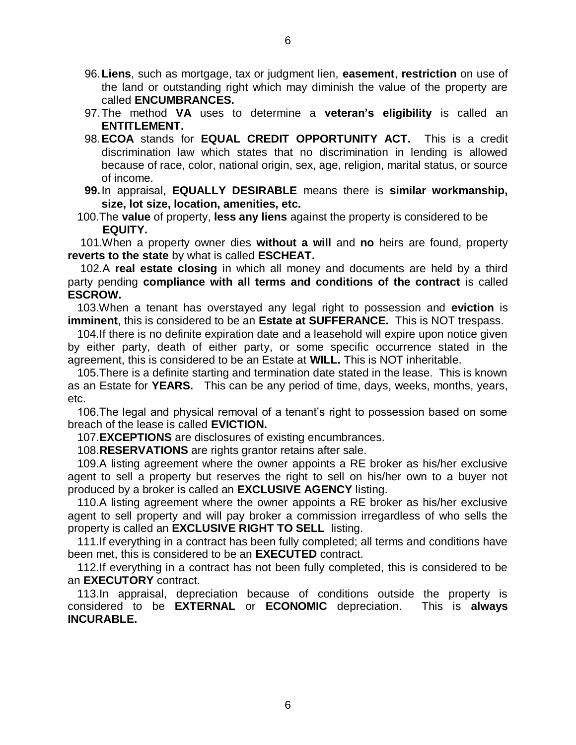96. **Liens**, such as mortgage, tax or judgment lien, **easement**, **restriction** on use of the land or outstanding right which may diminish the value of the property are called **ENCUMBRANCES.**

97. The method **VA** uses to determine a **veteran's eligibility** is called an **ENTITLEMENT.**

98. **ECOA** stands for **EQUAL CREDIT OPPORTUNITY ACT.** This is a credit discrimination law which states that no discrimination in lending is allowed because of race, color, national origin, sex, age, religion, marital status, or source of income.

**99.** In appraisal, **EQUALLY DESIRABLE** means there is **similar workmanship, size, lot size, location, amenities, etc.**

100. The **value** of property, **less any liens** against the property is considered to be **EQUITY.**

101. When a property owner dies **without a will** and **no** heirs are found, property **reverts to the state** by what is called **ESCHEAT.**

102. A **real estate closing** in which all money and documents are held by a third party pending **compliance with all terms and conditions of the contract** is called **ESCROW.**

103. When a tenant has overstayed any legal right to possession and **eviction** is **imminent**, this is considered to be an **Estate at SUFFERANCE.** This is NOT trespass.

104. If there is no definite expiration date and a leasehold will expire upon notice given by either party, death of either party, or some specific occurrence stated in the agreement, this is considered to be an Estate at **WILL.** This is NOT inheritable.

105. There is a definite starting and termination date stated in the lease. This is known as an Estate for **YEARS.** This can be any period of time, days, weeks, months, years, etc.

106. The legal and physical removal of a tenant's right to possession based on some breach of the lease is called **EVICTION.**

107. **EXCEPTIONS** are disclosures of existing encumbrances.

108. **RESERVATIONS** are rights grantor retains after sale.

109. A listing agreement where the owner appoints a RE broker as his/her exclusive agent to sell a property but reserves the right to sell on his/her own to a buyer not produced by a broker is called an **EXCLUSIVE AGENCY** listing.

110. A listing agreement where the owner appoints a RE broker as his/her exclusive agent to sell property and will pay broker a commission irregardless of who sells the property is called an **EXCLUSIVE RIGHT TO SELL** listing.

111. If everything in a contract has been fully completed; all terms and conditions have been met, this is considered to be an **EXECUTED** contract.

112. If everything in a contract has not been fully completed, this is considered to be an **EXECUTORY** contract.

113. In appraisal, depreciation because of conditions outside the property is considered to be **EXTERNAL** or **ECONOMIC** depreciation. This is **always INCURABLE.**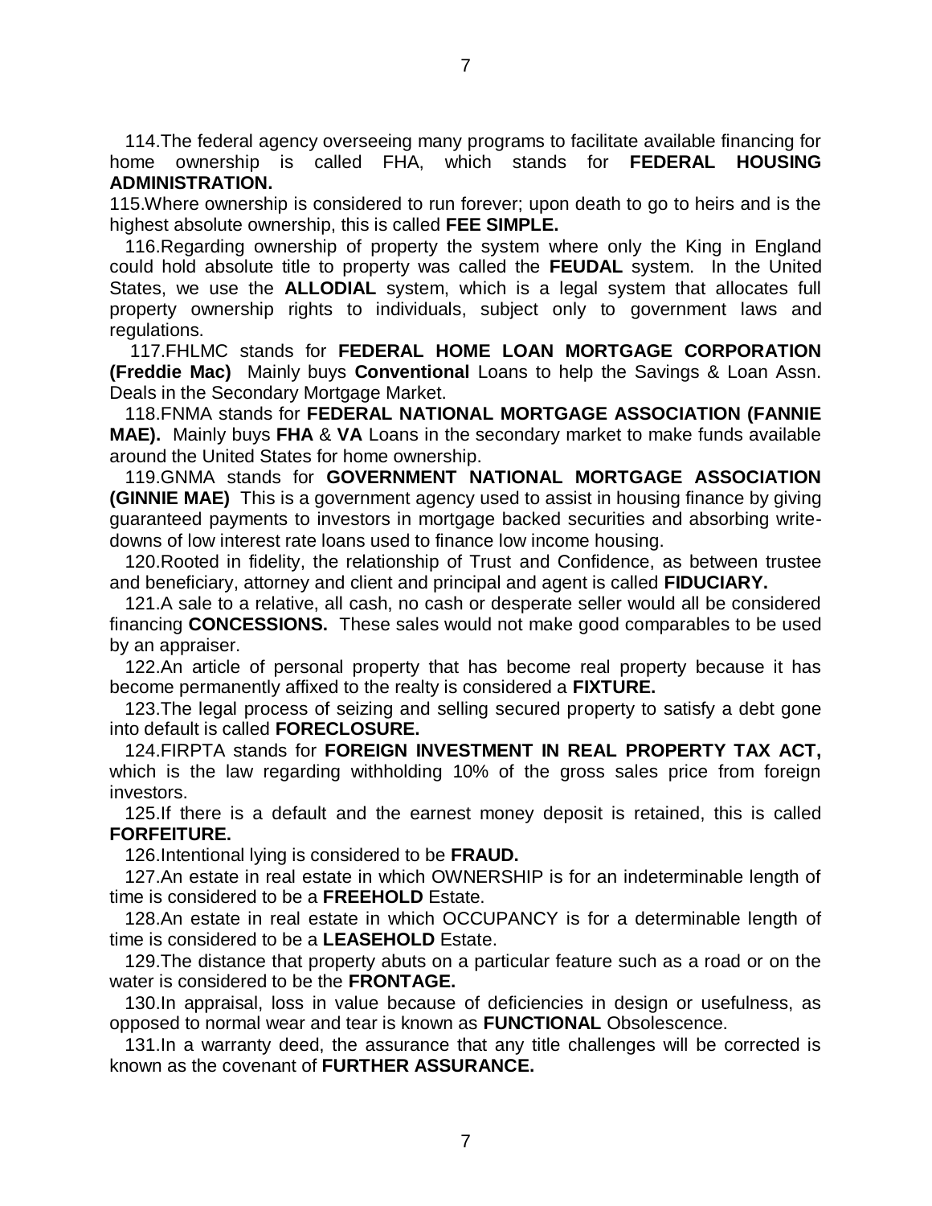114.The federal agency overseeing many programs to facilitate available financing for home ownership is called FHA, which stands for **FEDERAL HOUSING ADMINISTRATION.**

115.Where ownership is considered to run forever; upon death to go to heirs and is the highest absolute ownership, this is called **FEE SIMPLE.**

116.Regarding ownership of property the system where only the King in England could hold absolute title to property was called the **FEUDAL** system. In the United States, we use the **ALLODIAL** system, which is a legal system that allocates full property ownership rights to individuals, subject only to government laws and regulations.

117.FHLMC stands for **FEDERAL HOME LOAN MORTGAGE CORPORATION (Freddie Mac)** Mainly buys **Conventional** Loans to help the Savings & Loan Assn. Deals in the Secondary Mortgage Market.

118.FNMA stands for **FEDERAL NATIONAL MORTGAGE ASSOCIATION (FANNIE MAE).** Mainly buys **FHA** & **VA** Loans in the secondary market to make funds available around the United States for home ownership.

119.GNMA stands for **GOVERNMENT NATIONAL MORTGAGE ASSOCIATION (GINNIE MAE)** This is a government agency used to assist in housing finance by giving guaranteed payments to investors in mortgage backed securities and absorbing write-downs of low interest rate loans used to finance low income housing.

120.Rooted in fidelity, the relationship of Trust and Confidence, as between trustee and beneficiary, attorney and client and principal and agent is called **FIDUCIARY.**

121.A sale to a relative, all cash, no cash or desperate seller would all be considered financing **CONCESSIONS.** These sales would not make good comparables to be used by an appraiser.

122.An article of personal property that has become real property because it has become permanently affixed to the realty is considered a **FIXTURE.**

123.The legal process of seizing and selling secured property to satisfy a debt gone into default is called **FORECLOSURE.**

124.FIRPTA stands for **FOREIGN INVESTMENT IN REAL PROPERTY TAX ACT,** which is the law regarding withholding 10% of the gross sales price from foreign investors.

125.If there is a default and the earnest money deposit is retained, this is called **FORFEITURE.**

126.Intentional lying is considered to be **FRAUD.**

127.An estate in real estate in which OWNERSHIP is for an indeterminable length of time is considered to be a **FREEHOLD** Estate.

128.An estate in real estate in which OCCUPANCY is for a determinable length of time is considered to be a **LEASEHOLD** Estate.

129.The distance that property abuts on a particular feature such as a road or on the water is considered to be the **FRONTAGE.**

130.In appraisal, loss in value because of deficiencies in design or usefulness, as opposed to normal wear and tear is known as **FUNCTIONAL** Obsolescence.

131.In a warranty deed, the assurance that any title challenges will be corrected is known as the covenant of **FURTHER ASSURANCE.**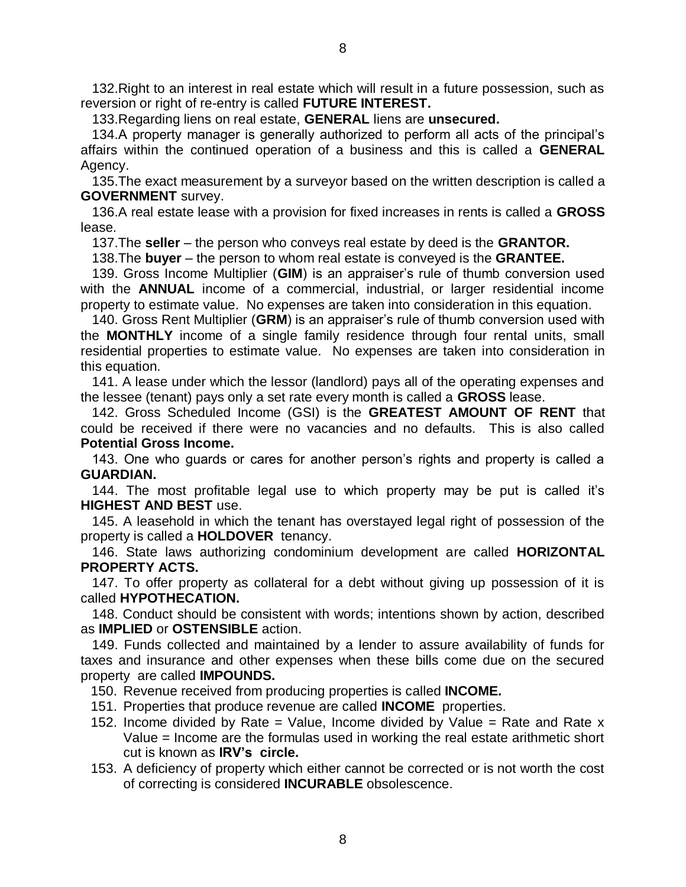132.Right to an interest in real estate which will result in a future possession, such as reversion or right of re-entry is called **FUTURE INTEREST.**

133.Regarding liens on real estate, **GENERAL** liens are **unsecured.**

134.A property manager is generally authorized to perform all acts of the principal's affairs within the continued operation of a business and this is called a **GENERAL** Agency.

135.The exact measurement by a surveyor based on the written description is called a **GOVERNMENT** survey.

136.A real estate lease with a provision for fixed increases in rents is called a **GROSS** lease.

137.The **seller** – the person who conveys real estate by deed is the **GRANTOR.**

138.The **buyer** – the person to whom real estate is conveyed is the **GRANTEE.**

139. Gross Income Multiplier (**GIM**) is an appraiser's rule of thumb conversion used with the **ANNUAL** income of a commercial, industrial, or larger residential income property to estimate value. No expenses are taken into consideration in this equation.

140. Gross Rent Multiplier (**GRM**) is an appraiser's rule of thumb conversion used with the **MONTHLY** income of a single family residence through four rental units, small residential properties to estimate value. No expenses are taken into consideration in this equation.

141. A lease under which the lessor (landlord) pays all of the operating expenses and the lessee (tenant) pays only a set rate every month is called a **GROSS** lease.

142. Gross Scheduled Income (GSI) is the **GREATEST AMOUNT OF RENT** that could be received if there were no vacancies and no defaults. This is also called **Potential Gross Income.**

143. One who guards or cares for another person's rights and property is called a **GUARDIAN.**

144. The most profitable legal use to which property may be put is called it's **HIGHEST AND BEST** use.

145. A leasehold in which the tenant has overstayed legal right of possession of the property is called a **HOLDOVER** tenancy.

146. State laws authorizing condominium development are called **HORIZONTAL PROPERTY ACTS.**

147. To offer property as collateral for a debt without giving up possession of it is called **HYPOTHECATION.**

148. Conduct should be consistent with words; intentions shown by action, described as **IMPLIED** or **OSTENSIBLE** action.

149. Funds collected and maintained by a lender to assure availability of funds for taxes and insurance and other expenses when these bills come due on the secured property are called **IMPOUNDS.**

150. Revenue received from producing properties is called **INCOME.**

151. Properties that produce revenue are called **INCOME** properties.

152. Income divided by Rate = Value, Income divided by Value = Rate and Rate x Value = Income are the formulas used in working the real estate arithmetic short cut is known as **IRV's circle.**

153. A deficiency of property which either cannot be corrected or is not worth the cost of correcting is considered **INCURABLE** obsolescence.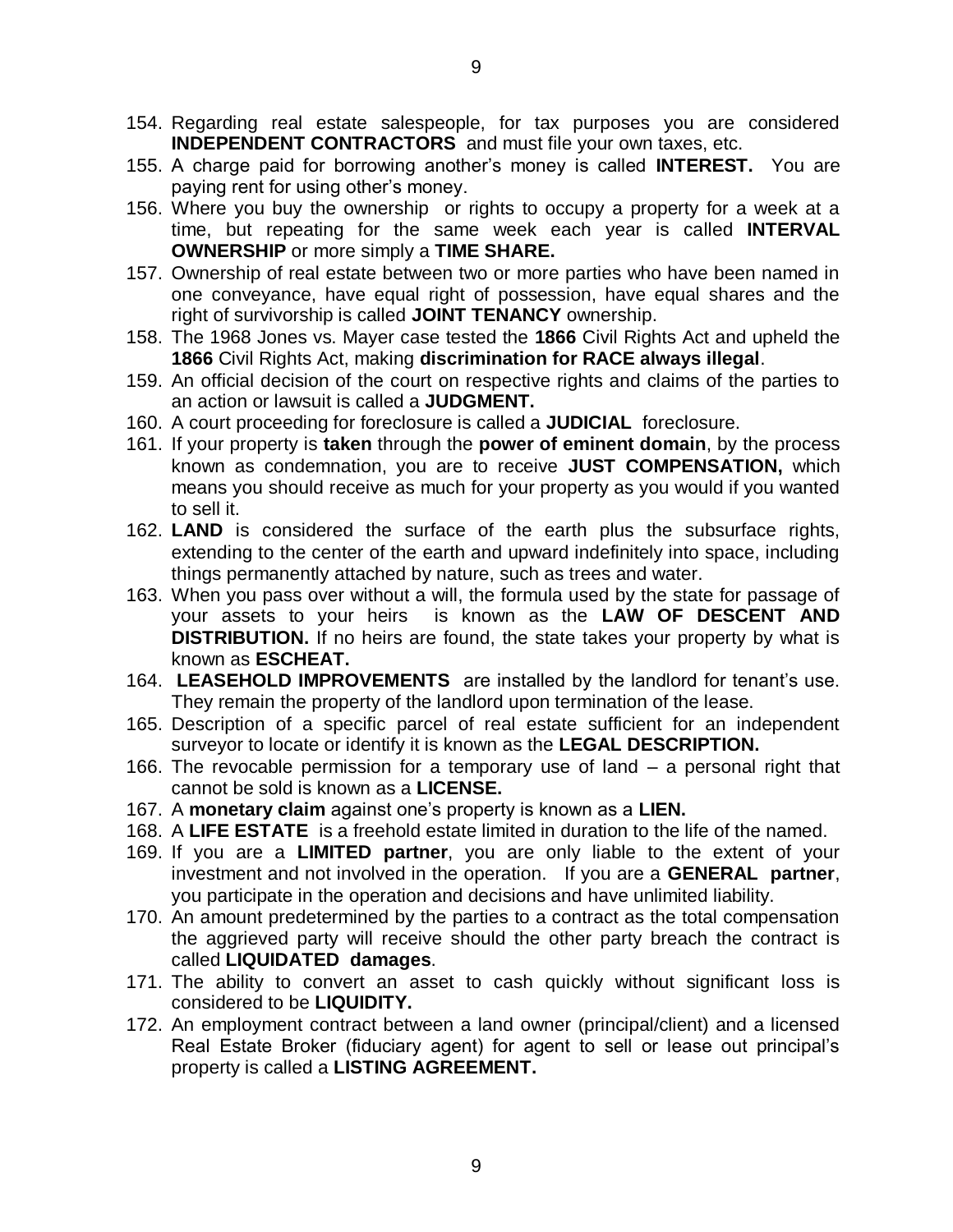154. Regarding real estate salespeople, for tax purposes you are considered **INDEPENDENT CONTRACTORS** and must file your own taxes, etc.
155. A charge paid for borrowing another's money is called **INTEREST.** You are paying rent for using other's money.
156. Where you buy the ownership or rights to occupy a property for a week at a time, but repeating for the same week each year is called **INTERVAL OWNERSHIP** or more simply a **TIME SHARE.**
157. Ownership of real estate between two or more parties who have been named in one conveyance, have equal right of possession, have equal shares and the right of survivorship is called **JOINT TENANCY** ownership.
158. The 1968 Jones vs. Mayer case tested the **1866** Civil Rights Act and upheld the **1866** Civil Rights Act, making **discrimination for RACE always illegal**.
159. An official decision of the court on respective rights and claims of the parties to an action or lawsuit is called a **JUDGMENT.**
160. A court proceeding for foreclosure is called a **JUDICIAL** foreclosure.
161. If your property is **taken** through the **power of eminent domain**, by the process known as condemnation, you are to receive **JUST COMPENSATION,** which means you should receive as much for your property as you would if you wanted to sell it.
162. **LAND** is considered the surface of the earth plus the subsurface rights, extending to the center of the earth and upward indefinitely into space, including things permanently attached by nature, such as trees and water.
163. When you pass over without a will, the formula used by the state for passage of your assets to your heirs is known as the **LAW OF DESCENT AND DISTRIBUTION.** If no heirs are found, the state takes your property by what is known as **ESCHEAT.**
164. **LEASEHOLD IMPROVEMENTS** are installed by the landlord for tenant's use. They remain the property of the landlord upon termination of the lease.
165. Description of a specific parcel of real estate sufficient for an independent surveyor to locate or identify it is known as the **LEGAL DESCRIPTION.**
166. The revocable permission for a temporary use of land – a personal right that cannot be sold is known as a **LICENSE.**
167. A **monetary claim** against one's property is known as a **LIEN.**
168. A **LIFE ESTATE** is a freehold estate limited in duration to the life of the named.
169. If you are a **LIMITED partner**, you are only liable to the extent of your investment and not involved in the operation. If you are a **GENERAL partner**, you participate in the operation and decisions and have unlimited liability.
170. An amount predetermined by the parties to a contract as the total compensation the aggrieved party will receive should the other party breach the contract is called **LIQUIDATED damages**.
171. The ability to convert an asset to cash quickly without significant loss is considered to be **LIQUIDITY.**
172. An employment contract between a land owner (principal/client) and a licensed Real Estate Broker (fiduciary agent) for agent to sell or lease out principal's property is called a **LISTING AGREEMENT.**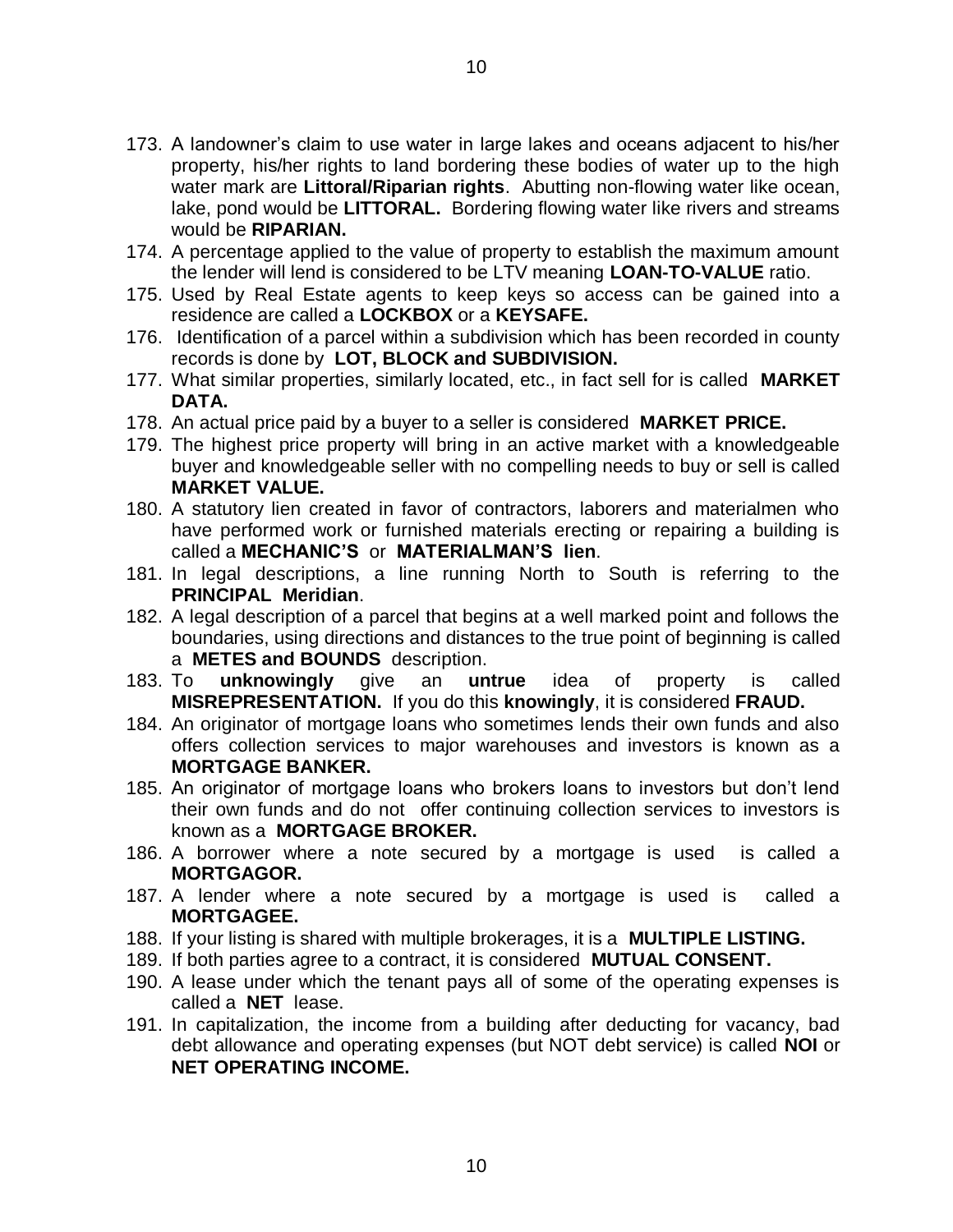173. A landowner's claim to use water in large lakes and oceans adjacent to his/her property, his/her rights to land bordering these bodies of water up to the high water mark are **Littoral/Riparian rights**. Abutting non-flowing water like ocean, lake, pond would be **LITTORAL.** Bordering flowing water like rivers and streams would be **RIPARIAN.**
174. A percentage applied to the value of property to establish the maximum amount the lender will lend is considered to be LTV meaning **LOAN-TO-VALUE** ratio.
175. Used by Real Estate agents to keep keys so access can be gained into a residence are called a **LOCKBOX** or a **KEYSAFE.**
176. Identification of a parcel within a subdivision which has been recorded in county records is done by **LOT, BLOCK and SUBDIVISION.**
177. What similar properties, similarly located, etc., in fact sell for is called **MARKET DATA.**
178. An actual price paid by a buyer to a seller is considered **MARKET PRICE.**
179. The highest price property will bring in an active market with a knowledgeable buyer and knowledgeable seller with no compelling needs to buy or sell is called **MARKET VALUE.**
180. A statutory lien created in favor of contractors, laborers and materialmen who have performed work or furnished materials erecting or repairing a building is called a **MECHANIC'S** or **MATERIALMAN'S lien**.
181. In legal descriptions, a line running North to South is referring to the **PRINCIPAL Meridian**.
182. A legal description of a parcel that begins at a well marked point and follows the boundaries, using directions and distances to the true point of beginning is called a **METES and BOUNDS** description.
183. To **unknowingly** give an **untrue** idea of property is called **MISREPRESENTATION.** If you do this **knowingly**, it is considered **FRAUD.**
184. An originator of mortgage loans who sometimes lends their own funds and also offers collection services to major warehouses and investors is known as a **MORTGAGE BANKER.**
185. An originator of mortgage loans who brokers loans to investors but don't lend their own funds and do not offer continuing collection services to investors is known as a **MORTGAGE BROKER.**
186. A borrower where a note secured by a mortgage is used is called a **MORTGAGOR.**
187. A lender where a note secured by a mortgage is used is called a **MORTGAGEE.**
188. If your listing is shared with multiple brokerages, it is a **MULTIPLE LISTING.**
189. If both parties agree to a contract, it is considered **MUTUAL CONSENT.**
190. A lease under which the tenant pays all of some of the operating expenses is called a **NET** lease.
191. In capitalization, the income from a building after deducting for vacancy, bad debt allowance and operating expenses (but NOT debt service) is called **NOI** or **NET OPERATING INCOME.**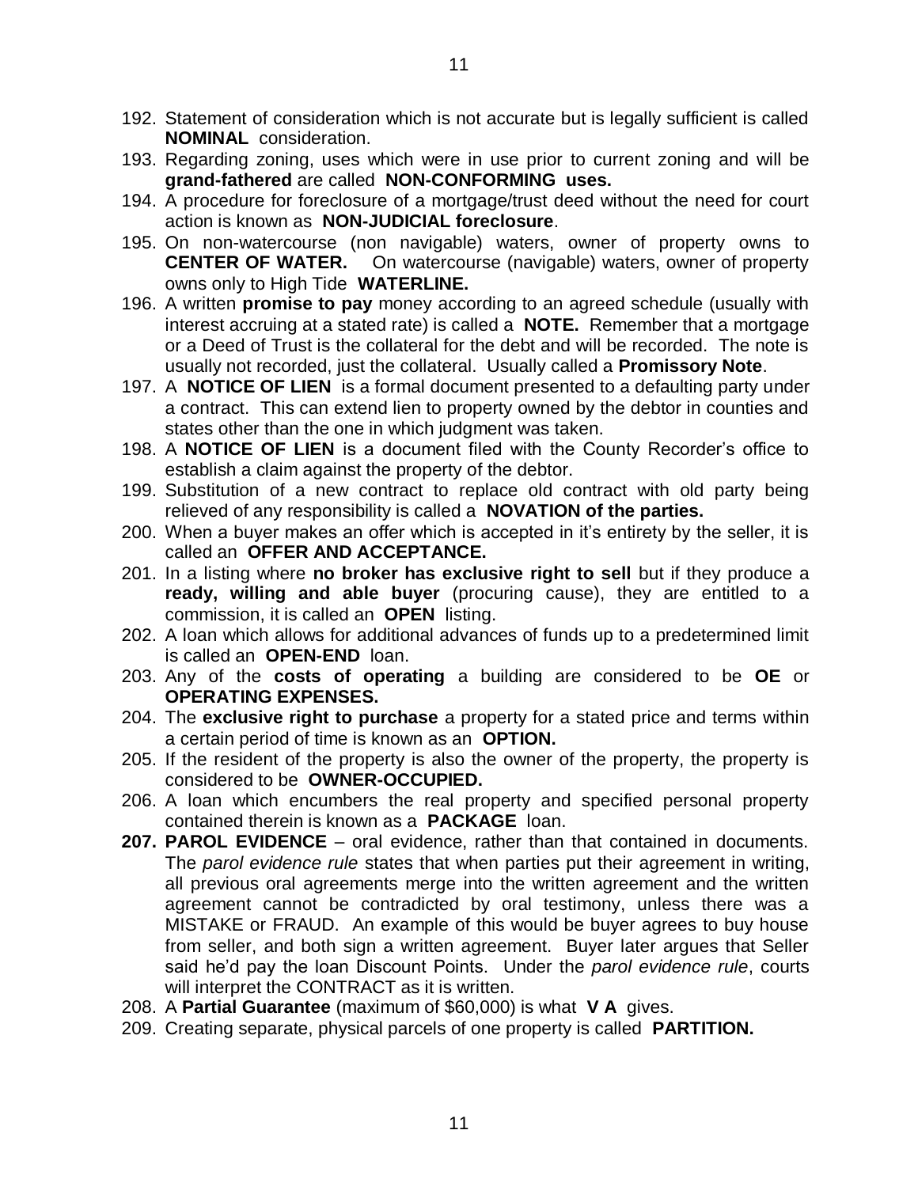192. Statement of consideration which is not accurate but is legally sufficient is called **NOMINAL** consideration.
193. Regarding zoning, uses which were in use prior to current zoning and will be **grand-fathered** are called **NON-CONFORMING uses.**
194. A procedure for foreclosure of a mortgage/trust deed without the need for court action is known as **NON-JUDICIAL foreclosure**.
195. On non-watercourse (non navigable) waters, owner of property owns to **CENTER OF WATER.** On watercourse (navigable) waters, owner of property owns only to High Tide **WATERLINE.**
196. A written **promise to pay** money according to an agreed schedule (usually with interest accruing at a stated rate) is called a **NOTE.** Remember that a mortgage or a Deed of Trust is the collateral for the debt and will be recorded. The note is usually not recorded, just the collateral. Usually called a **Promissory Note**.
197. A **NOTICE OF LIEN** is a formal document presented to a defaulting party under a contract. This can extend lien to property owned by the debtor in counties and states other than the one in which judgment was taken.
198. A **NOTICE OF LIEN** is a document filed with the County Recorder's office to establish a claim against the property of the debtor.
199. Substitution of a new contract to replace old contract with old party being relieved of any responsibility is called a **NOVATION of the parties.**
200. When a buyer makes an offer which is accepted in it's entirety by the seller, it is called an **OFFER AND ACCEPTANCE.**
201. In a listing where **no broker has exclusive right to sell** but if they produce a **ready, willing and able buyer** (procuring cause), they are entitled to a commission, it is called an **OPEN** listing.
202. A loan which allows for additional advances of funds up to a predetermined limit is called an **OPEN-END** loan.
203. Any of the **costs of operating** a building are considered to be **OE** or **OPERATING EXPENSES.**
204. The **exclusive right to purchase** a property for a stated price and terms within a certain period of time is known as an **OPTION.**
205. If the resident of the property is also the owner of the property, the property is considered to be **OWNER-OCCUPIED.**
206. A loan which encumbers the real property and specified personal property contained therein is known as a **PACKAGE** loan.
207. **PAROL EVIDENCE** – oral evidence, rather than that contained in documents. The *parol evidence rule* states that when parties put their agreement in writing, all previous oral agreements merge into the written agreement and the written agreement cannot be contradicted by oral testimony, unless there was a MISTAKE or FRAUD. An example of this would be buyer agrees to buy house from seller, and both sign a written agreement. Buyer later argues that Seller said he'd pay the loan Discount Points. Under the *parol evidence rule*, courts will interpret the CONTRACT as it is written.
208. A **Partial Guarantee** (maximum of $60,000) is what **V A** gives.
209. Creating separate, physical parcels of one property is called **PARTITION.**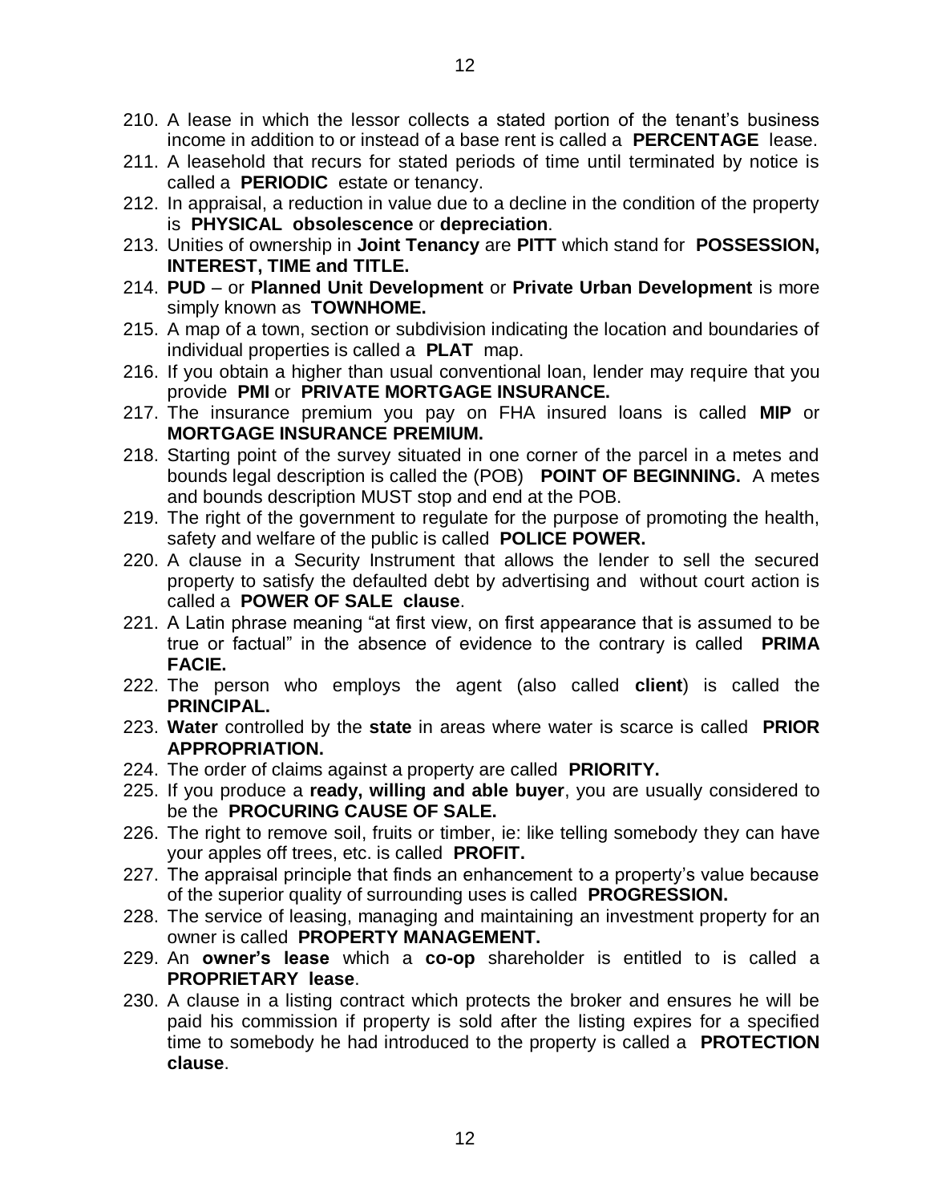210. A lease in which the lessor collects a stated portion of the tenant's business income in addition to or instead of a base rent is called a **PERCENTAGE** lease.
211. A leasehold that recurs for stated periods of time until terminated by notice is called a **PERIODIC** estate or tenancy.
212. In appraisal, a reduction in value due to a decline in the condition of the property is **PHYSICAL obsolescence** or **depreciation**.
213. Unities of ownership in **Joint Tenancy** are **PITT** which stand for **POSSESSION, INTEREST, TIME and TITLE.**
214. **PUD** – or **Planned Unit Development** or **Private Urban Development** is more simply known as **TOWNHOME.**
215. A map of a town, section or subdivision indicating the location and boundaries of individual properties is called a **PLAT** map.
216. If you obtain a higher than usual conventional loan, lender may require that you provide **PMI** or **PRIVATE MORTGAGE INSURANCE.**
217. The insurance premium you pay on FHA insured loans is called **MIP** or **MORTGAGE INSURANCE PREMIUM.**
218. Starting point of the survey situated in one corner of the parcel in a metes and bounds legal description is called the (POB) **POINT OF BEGINNING.** A metes and bounds description MUST stop and end at the POB.
219. The right of the government to regulate for the purpose of promoting the health, safety and welfare of the public is called **POLICE POWER.**
220. A clause in a Security Instrument that allows the lender to sell the secured property to satisfy the defaulted debt by advertising and without court action is called a **POWER OF SALE clause**.
221. A Latin phrase meaning "at first view, on first appearance that is assumed to be true or factual" in the absence of evidence to the contrary is called **PRIMA FACIE.**
222. The person who employs the agent (also called **client**) is called the **PRINCIPAL.**
223. **Water** controlled by the **state** in areas where water is scarce is called **PRIOR APPROPRIATION.**
224. The order of claims against a property are called **PRIORITY.**
225. If you produce a **ready, willing and able buyer**, you are usually considered to be the **PROCURING CAUSE OF SALE.**
226. The right to remove soil, fruits or timber, ie: like telling somebody they can have your apples off trees, etc. is called **PROFIT.**
227. The appraisal principle that finds an enhancement to a property's value because of the superior quality of surrounding uses is called **PROGRESSION.**
228. The service of leasing, managing and maintaining an investment property for an owner is called **PROPERTY MANAGEMENT.**
229. An **owner's lease** which a **co-op** shareholder is entitled to is called a **PROPRIETARY lease**.
230. A clause in a listing contract which protects the broker and ensures he will be paid his commission if property is sold after the listing expires for a specified time to somebody he had introduced to the property is called a **PROTECTION clause**.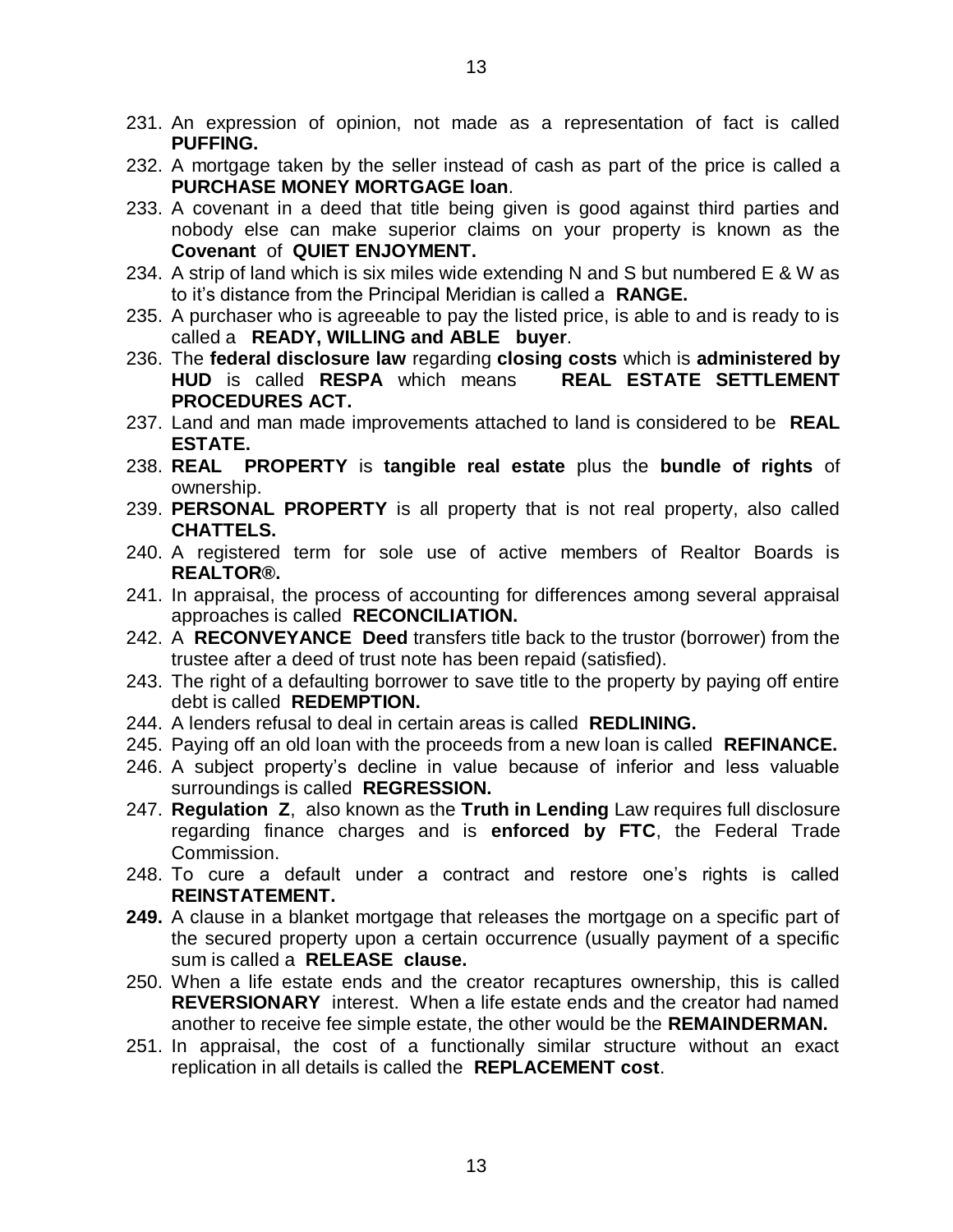231. An expression of opinion, not made as a representation of fact is called **PUFFING.**
232. A mortgage taken by the seller instead of cash as part of the price is called a **PURCHASE MONEY MORTGAGE loan**.
233. A covenant in a deed that title being given is good against third parties and nobody else can make superior claims on your property is known as the **Covenant** of **QUIET ENJOYMENT.**
234. A strip of land which is six miles wide extending N and S but numbered E & W as to it's distance from the Principal Meridian is called a **RANGE.**
235. A purchaser who is agreeable to pay the listed price, is able to and is ready to is called a **READY, WILLING and ABLE buyer**.
236. The **federal disclosure law** regarding **closing costs** which is **administered by HUD** is called **RESPA** which means **REAL ESTATE SETTLEMENT PROCEDURES ACT.**
237. Land and man made improvements attached to land is considered to be **REAL ESTATE.**
238. **REAL PROPERTY** is **tangible real estate** plus the **bundle of rights** of ownership.
239. **PERSONAL PROPERTY** is all property that is not real property, also called **CHATTELS.**
240. A registered term for sole use of active members of Realtor Boards is **REALTOR®.**
241. In appraisal, the process of accounting for differences among several appraisal approaches is called **RECONCILIATION.**
242. A **RECONVEYANCE Deed** transfers title back to the trustor (borrower) from the trustee after a deed of trust note has been repaid (satisfied).
243. The right of a defaulting borrower to save title to the property by paying off entire debt is called **REDEMPTION.**
244. A lenders refusal to deal in certain areas is called **REDLINING.**
245. Paying off an old loan with the proceeds from a new loan is called **REFINANCE.**
246. A subject property's decline in value because of inferior and less valuable surroundings is called **REGRESSION.**
247. **Regulation Z**, also known as the **Truth in Lending** Law requires full disclosure regarding finance charges and is **enforced by FTC**, the Federal Trade Commission.
248. To cure a default under a contract and restore one's rights is called **REINSTATEMENT.**
249. A clause in a blanket mortgage that releases the mortgage on a specific part of the secured property upon a certain occurrence (usually payment of a specific sum is called a **RELEASE clause.**
250. When a life estate ends and the creator recaptures ownership, this is called **REVERSIONARY** interest. When a life estate ends and the creator had named another to receive fee simple estate, the other would be the **REMAINDERMAN.**
251. In appraisal, the cost of a functionally similar structure without an exact replication in all details is called the **REPLACEMENT cost**.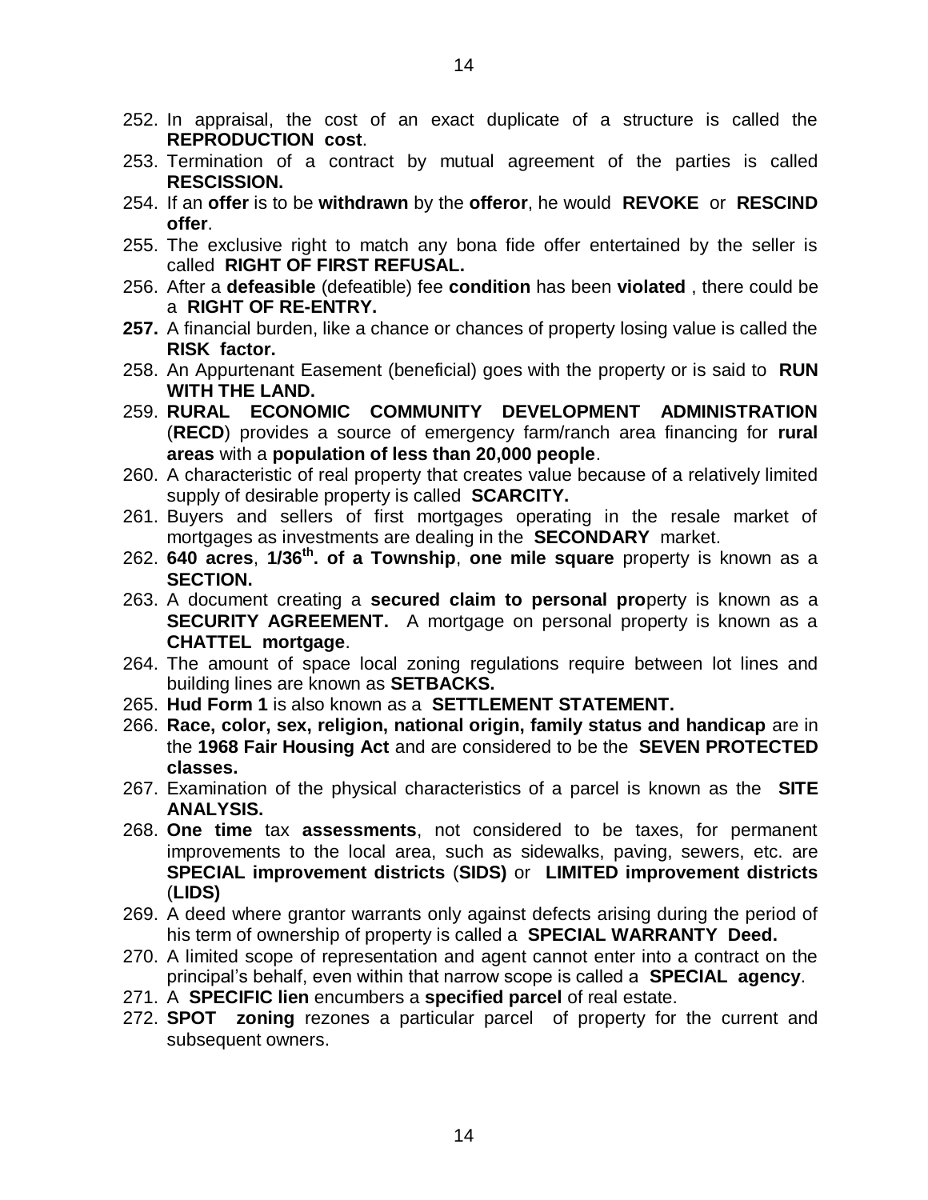252. In appraisal, the cost of an exact duplicate of a structure is called the **REPRODUCTION cost**.
253. Termination of a contract by mutual agreement of the parties is called **RESCISSION.**
254. If an **offer** is to be **withdrawn** by the **offeror**, he would **REVOKE** or **RESCIND offer**.
255. The exclusive right to match any bona fide offer entertained by the seller is called **RIGHT OF FIRST REFUSAL.**
256. After a **defeasible** (defeatible) fee **condition** has been **violated** , there could be a **RIGHT OF RE-ENTRY.**
257. A financial burden, like a chance or chances of property losing value is called the **RISK factor.**
258. An Appurtenant Easement (beneficial) goes with the property or is said to **RUN WITH THE LAND.**
259. **RURAL ECONOMIC COMMUNITY DEVELOPMENT ADMINISTRATION** (**RECD**) provides a source of emergency farm/ranch area financing for **rural areas** with a **population of less than 20,000 people**.
260. A characteristic of real property that creates value because of a relatively limited supply of desirable property is called **SCARCITY.**
261. Buyers and sellers of first mortgages operating in the resale market of mortgages as investments are dealing in the **SECONDARY** market.
262. **640 acres**, **1/36th. of a Township**, **one mile square** property is known as a **SECTION.**
263. A document creating a **secured claim to personal pro**perty is known as a **SECURITY AGREEMENT.** A mortgage on personal property is known as a **CHATTEL mortgage**.
264. The amount of space local zoning regulations require between lot lines and building lines are known as **SETBACKS.**
265. **Hud Form 1** is also known as a **SETTLEMENT STATEMENT.**
266. **Race, color, sex, religion, national origin, family status and handicap** are in the **1968 Fair Housing Act** and are considered to be the **SEVEN PROTECTED classes.**
267. Examination of the physical characteristics of a parcel is known as the **SITE ANALYSIS.**
268. **One time** tax **assessments**, not considered to be taxes, for permanent improvements to the local area, such as sidewalks, paving, sewers, etc. are **SPECIAL improvement districts** (**SIDS)** or **LIMITED improvement districts** (**LIDS)**
269. A deed where grantor warrants only against defects arising during the period of his term of ownership of property is called a **SPECIAL WARRANTY Deed.**
270. A limited scope of representation and agent cannot enter into a contract on the principal's behalf, even within that narrow scope is called a **SPECIAL agency**.
271. A **SPECIFIC lien** encumbers a **specified parcel** of real estate.
272. **SPOT zoning** rezones a particular parcel of property for the current and subsequent owners.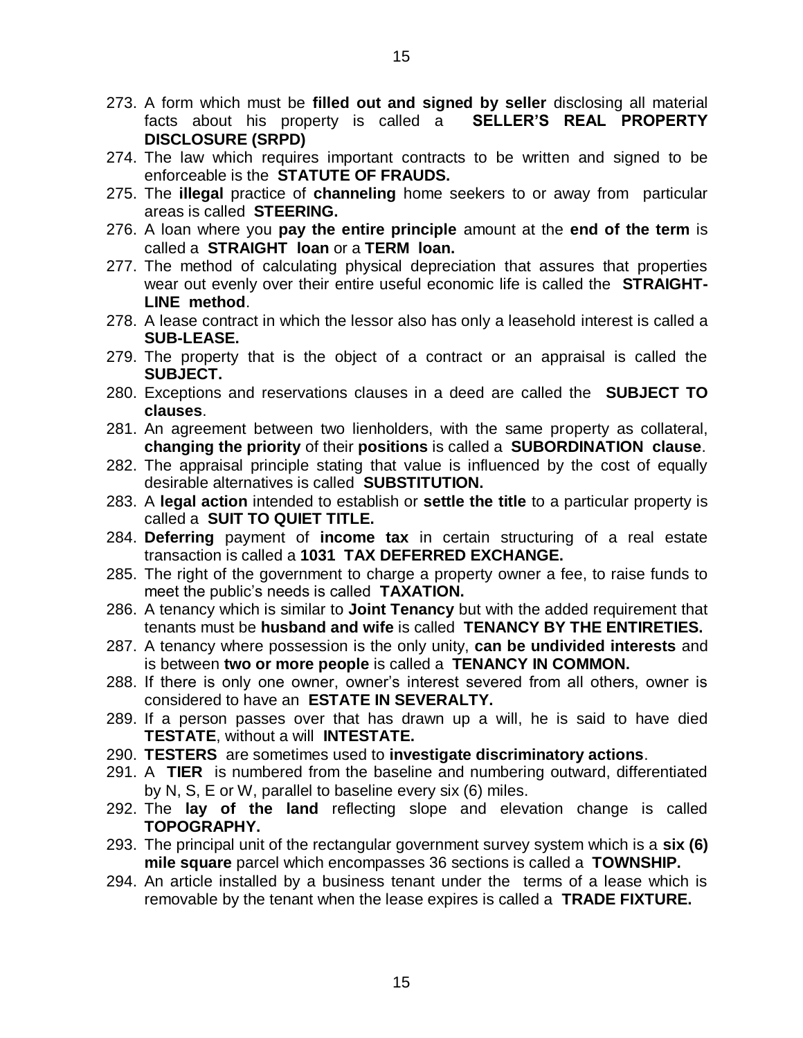273. A form which must be **filled out and signed by seller** disclosing all material facts about his property is called a **SELLER'S REAL PROPERTY DISCLOSURE (SRPD)**
274. The law which requires important contracts to be written and signed to be enforceable is the **STATUTE OF FRAUDS.**
275. The **illegal** practice of **channeling** home seekers to or away from particular areas is called **STEERING.**
276. A loan where you **pay the entire principle** amount at the **end of the term** is called a **STRAIGHT loan** or a **TERM loan.**
277. The method of calculating physical depreciation that assures that properties wear out evenly over their entire useful economic life is called the **STRAIGHT-LINE method**.
278. A lease contract in which the lessor also has only a leasehold interest is called a **SUB-LEASE.**
279. The property that is the object of a contract or an appraisal is called the **SUBJECT.**
280. Exceptions and reservations clauses in a deed are called the **SUBJECT TO clauses**.
281. An agreement between two lienholders, with the same property as collateral, **changing the priority** of their **positions** is called a **SUBORDINATION clause**.
282. The appraisal principle stating that value is influenced by the cost of equally desirable alternatives is called **SUBSTITUTION.**
283. A **legal action** intended to establish or **settle the title** to a particular property is called a **SUIT TO QUIET TITLE.**
284. **Deferring** payment of **income tax** in certain structuring of a real estate transaction is called a **1031 TAX DEFERRED EXCHANGE.**
285. The right of the government to charge a property owner a fee, to raise funds to meet the public's needs is called **TAXATION.**
286. A tenancy which is similar to **Joint Tenancy** but with the added requirement that tenants must be **husband and wife** is called **TENANCY BY THE ENTIRETIES.**
287. A tenancy where possession is the only unity, **can be undivided interests** and is between **two or more people** is called a **TENANCY IN COMMON.**
288. If there is only one owner, owner's interest severed from all others, owner is considered to have an **ESTATE IN SEVERALTY.**
289. If a person passes over that has drawn up a will, he is said to have died **TESTATE**, without a will **INTESTATE.**
290. **TESTERS** are sometimes used to **investigate discriminatory actions**.
291. A **TIER** is numbered from the baseline and numbering outward, differentiated by N, S, E or W, parallel to baseline every six (6) miles.
292. The **lay of the land** reflecting slope and elevation change is called **TOPOGRAPHY.**
293. The principal unit of the rectangular government survey system which is a **six (6) mile square** parcel which encompasses 36 sections is called a **TOWNSHIP.**
294. An article installed by a business tenant under the terms of a lease which is removable by the tenant when the lease expires is called a **TRADE FIXTURE.**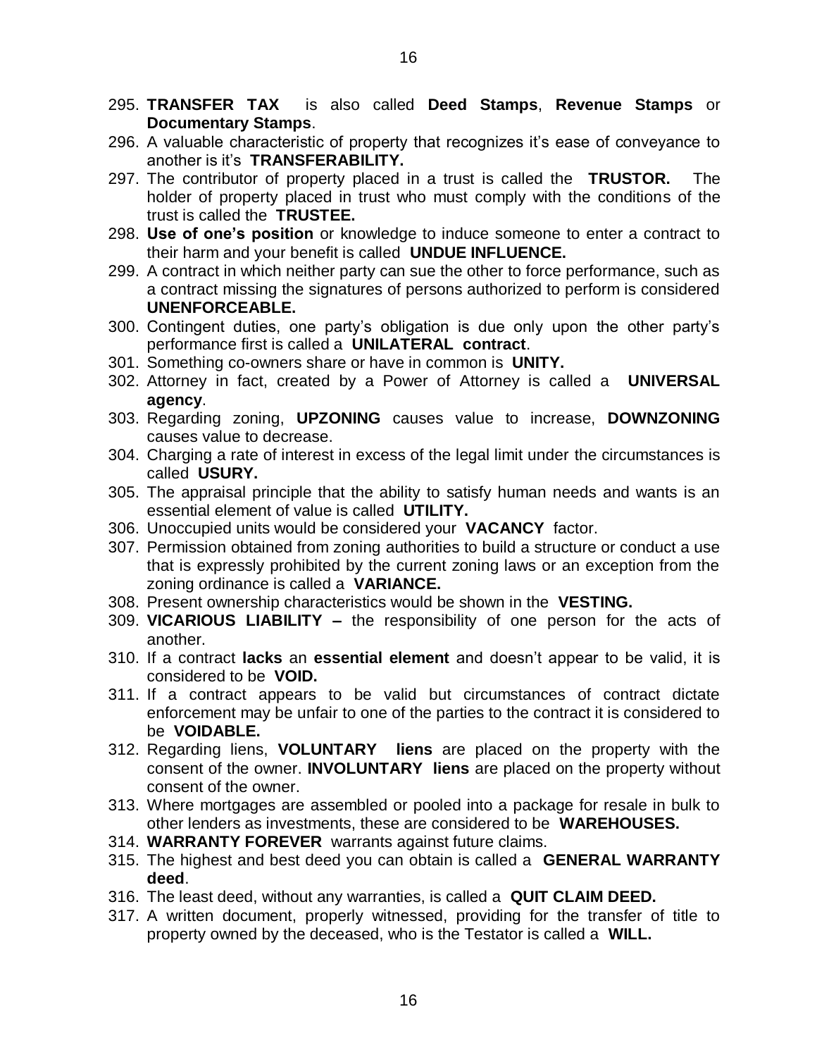295. **TRANSFER TAX** is also called **Deed Stamps**, **Revenue Stamps** or **Documentary Stamps**.
296. A valuable characteristic of property that recognizes it's ease of conveyance to another is it's **TRANSFERABILITY.**
297. The contributor of property placed in a trust is called the **TRUSTOR.** The holder of property placed in trust who must comply with the conditions of the trust is called the **TRUSTEE.**
298. **Use of one's position** or knowledge to induce someone to enter a contract to their harm and your benefit is called **UNDUE INFLUENCE.**
299. A contract in which neither party can sue the other to force performance, such as a contract missing the signatures of persons authorized to perform is considered **UNENFORCEABLE.**
300. Contingent duties, one party's obligation is due only upon the other party's performance first is called a **UNILATERAL contract**.
301. Something co-owners share or have in common is **UNITY.**
302. Attorney in fact, created by a Power of Attorney is called a **UNIVERSAL agency**.
303. Regarding zoning, **UPZONING** causes value to increase, **DOWNZONING** causes value to decrease.
304. Charging a rate of interest in excess of the legal limit under the circumstances is called **USURY.**
305. The appraisal principle that the ability to satisfy human needs and wants is an essential element of value is called **UTILITY.**
306. Unoccupied units would be considered your **VACANCY** factor.
307. Permission obtained from zoning authorities to build a structure or conduct a use that is expressly prohibited by the current zoning laws or an exception from the zoning ordinance is called a **VARIANCE.**
308. Present ownership characteristics would be shown in the **VESTING.**
309. **VICARIOUS LIABILITY –** the responsibility of one person for the acts of another.
310. If a contract **lacks** an **essential element** and doesn't appear to be valid, it is considered to be **VOID.**
311. If a contract appears to be valid but circumstances of contract dictate enforcement may be unfair to one of the parties to the contract it is considered to be **VOIDABLE.**
312. Regarding liens, **VOLUNTARY liens** are placed on the property with the consent of the owner. **INVOLUNTARY liens** are placed on the property without consent of the owner.
313. Where mortgages are assembled or pooled into a package for resale in bulk to other lenders as investments, these are considered to be **WAREHOUSES.**
314. **WARRANTY FOREVER** warrants against future claims.
315. The highest and best deed you can obtain is called a **GENERAL WARRANTY deed**.
316. The least deed, without any warranties, is called a **QUIT CLAIM DEED.**
317. A written document, properly witnessed, providing for the transfer of title to property owned by the deceased, who is the Testator is called a **WILL.**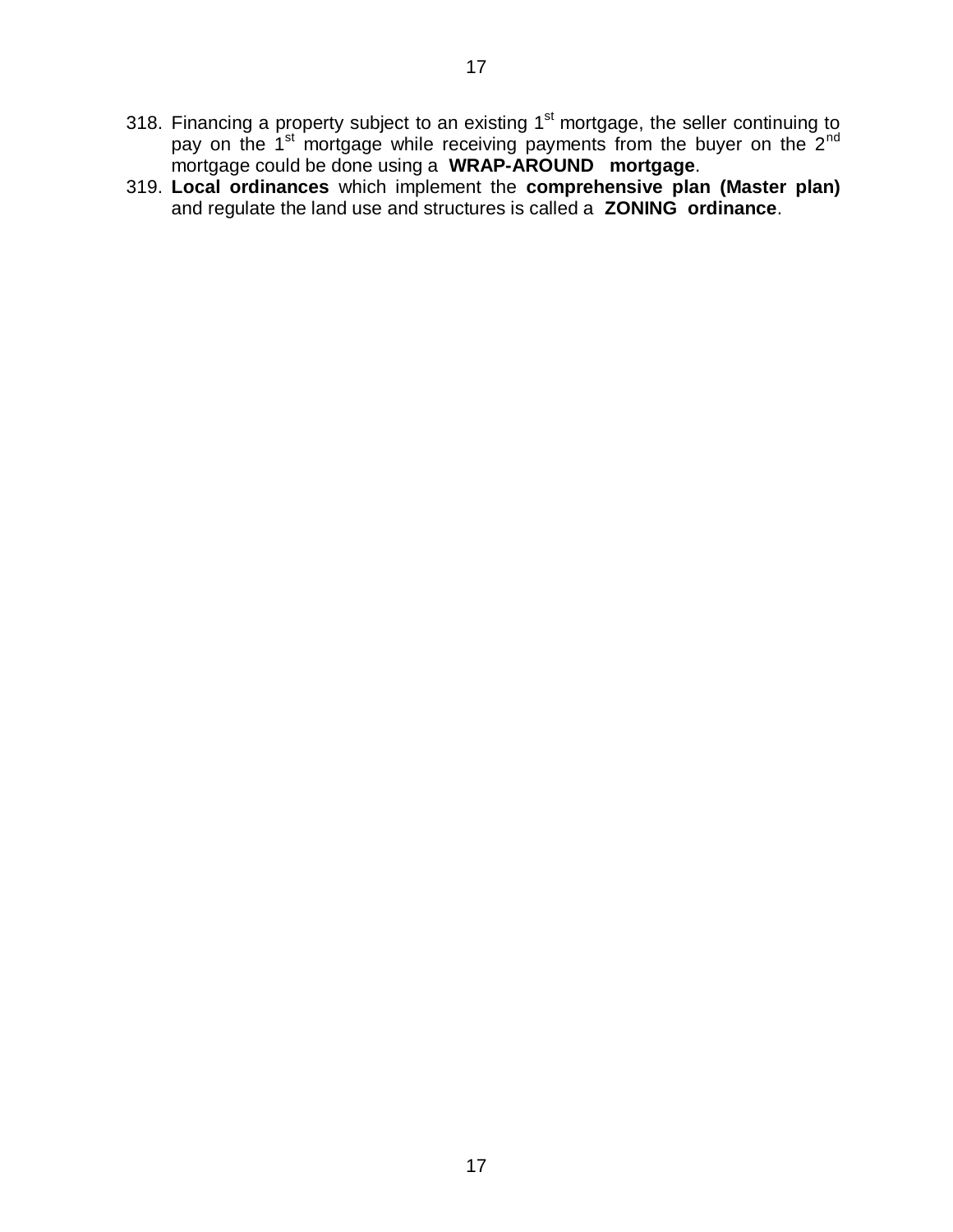318. Financing a property subject to an existing 1st mortgage, the seller continuing to pay on the 1st mortgage while receiving payments from the buyer on the 2nd mortgage could be done using a **WRAP-AROUND mortgage**.
319. **Local ordinances** which implement the **comprehensive plan (Master plan)** and regulate the land use and structures is called a **ZONING ordinance**.